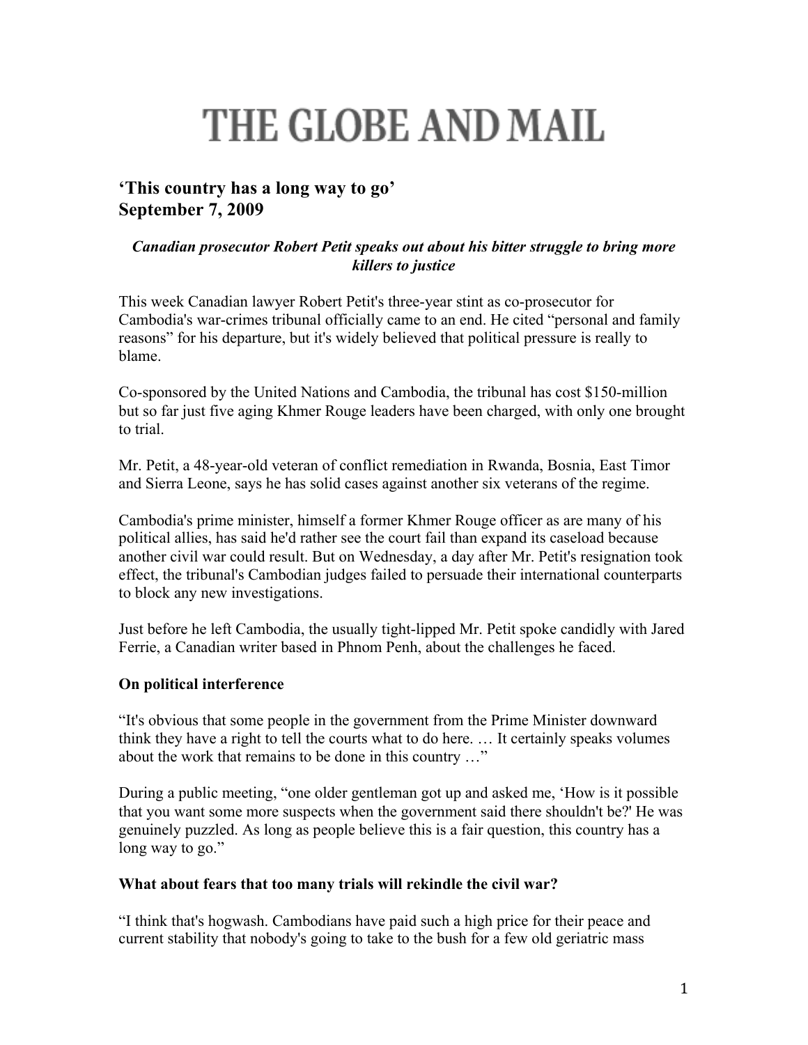# THE GLOBE AND MAIL

## ‘This country has a long way to go’
## September 7, 2009

***Canadian prosecutor Robert Petit speaks out about his bitter struggle to bring more killers to justice***

This week Canadian lawyer Robert Petit's three-year stint as co-prosecutor for Cambodia's war-crimes tribunal officially came to an end. He cited “personal and family reasons” for his departure, but it's widely believed that political pressure is really to blame.

Co-sponsored by the United Nations and Cambodia, the tribunal has cost $150-million but so far just five aging Khmer Rouge leaders have been charged, with only one brought to trial.

Mr. Petit, a 48-year-old veteran of conflict remediation in Rwanda, Bosnia, East Timor and Sierra Leone, says he has solid cases against another six veterans of the regime.

Cambodia's prime minister, himself a former Khmer Rouge officer as are many of his political allies, has said he'd rather see the court fail than expand its caseload because another civil war could result. But on Wednesday, a day after Mr. Petit's resignation took effect, the tribunal's Cambodian judges failed to persuade their international counterparts to block any new investigations.

Just before he left Cambodia, the usually tight-lipped Mr. Petit spoke candidly with Jared Ferrie, a Canadian writer based in Phnom Penh, about the challenges he faced.

**On political interference**

“It's obvious that some people in the government from the Prime Minister downward think they have a right to tell the courts what to do here. … It certainly speaks volumes about the work that remains to be done in this country …”

During a public meeting, “one older gentleman got up and asked me, ‘How is it possible that you want some more suspects when the government said there shouldn't be?' He was genuinely puzzled. As long as people believe this is a fair question, this country has a long way to go.”

**What about fears that too many trials will rekindle the civil war?**

“I think that's hogwash. Cambodians have paid such a high price for their peace and current stability that nobody's going to take to the bush for a few old geriatric mass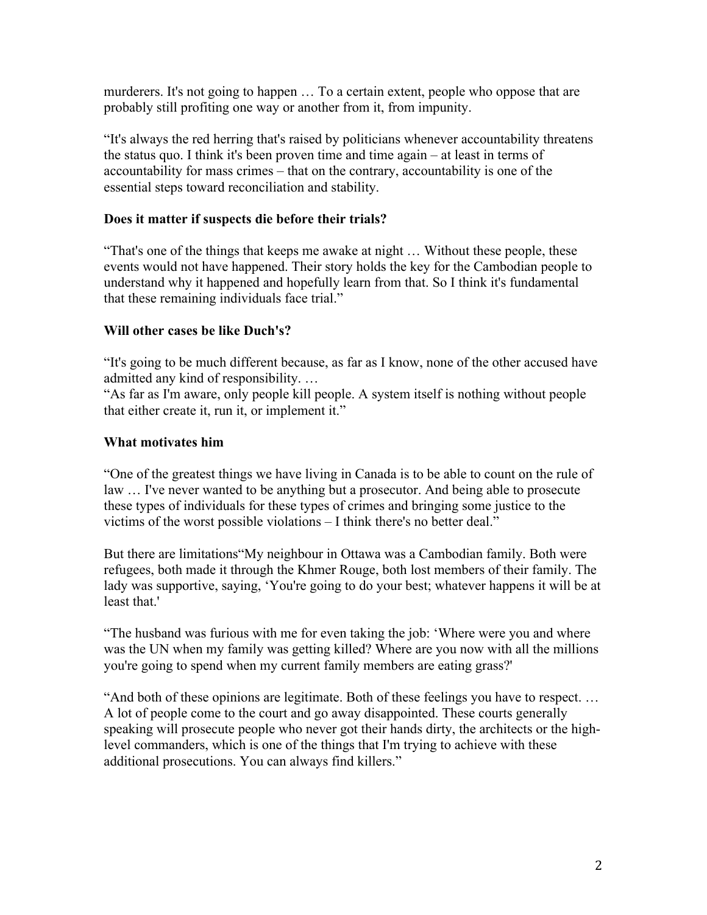murderers. It's not going to happen … To a certain extent, people who oppose that are probably still profiting one way or another from it, from impunity.

"It's always the red herring that's raised by politicians whenever accountability threatens the status quo. I think it's been proven time and time again – at least in terms of accountability for mass crimes – that on the contrary, accountability is one of the essential steps toward reconciliation and stability.

**Does it matter if suspects die before their trials?**

"That's one of the things that keeps me awake at night … Without these people, these events would not have happened. Their story holds the key for the Cambodian people to understand why it happened and hopefully learn from that. So I think it's fundamental that these remaining individuals face trial."

**Will other cases be like Duch's?**

"It's going to be much different because, as far as I know, none of the other accused have admitted any kind of responsibility. …
"As far as I'm aware, only people kill people. A system itself is nothing without people that either create it, run it, or implement it."

**What motivates him**

"One of the greatest things we have living in Canada is to be able to count on the rule of law … I've never wanted to be anything but a prosecutor. And being able to prosecute these types of individuals for these types of crimes and bringing some justice to the victims of the worst possible violations – I think there's no better deal."

But there are limitations"My neighbour in Ottawa was a Cambodian family. Both were refugees, both made it through the Khmer Rouge, both lost members of their family. The lady was supportive, saying, 'You're going to do your best; whatever happens it will be at least that.'

"The husband was furious with me for even taking the job: 'Where were you and where was the UN when my family was getting killed? Where are you now with all the millions you're going to spend when my current family members are eating grass?'

"And both of these opinions are legitimate. Both of these feelings you have to respect. … A lot of people come to the court and go away disappointed. These courts generally speaking will prosecute people who never got their hands dirty, the architects or the high-level commanders, which is one of the things that I'm trying to achieve with these additional prosecutions. You can always find killers."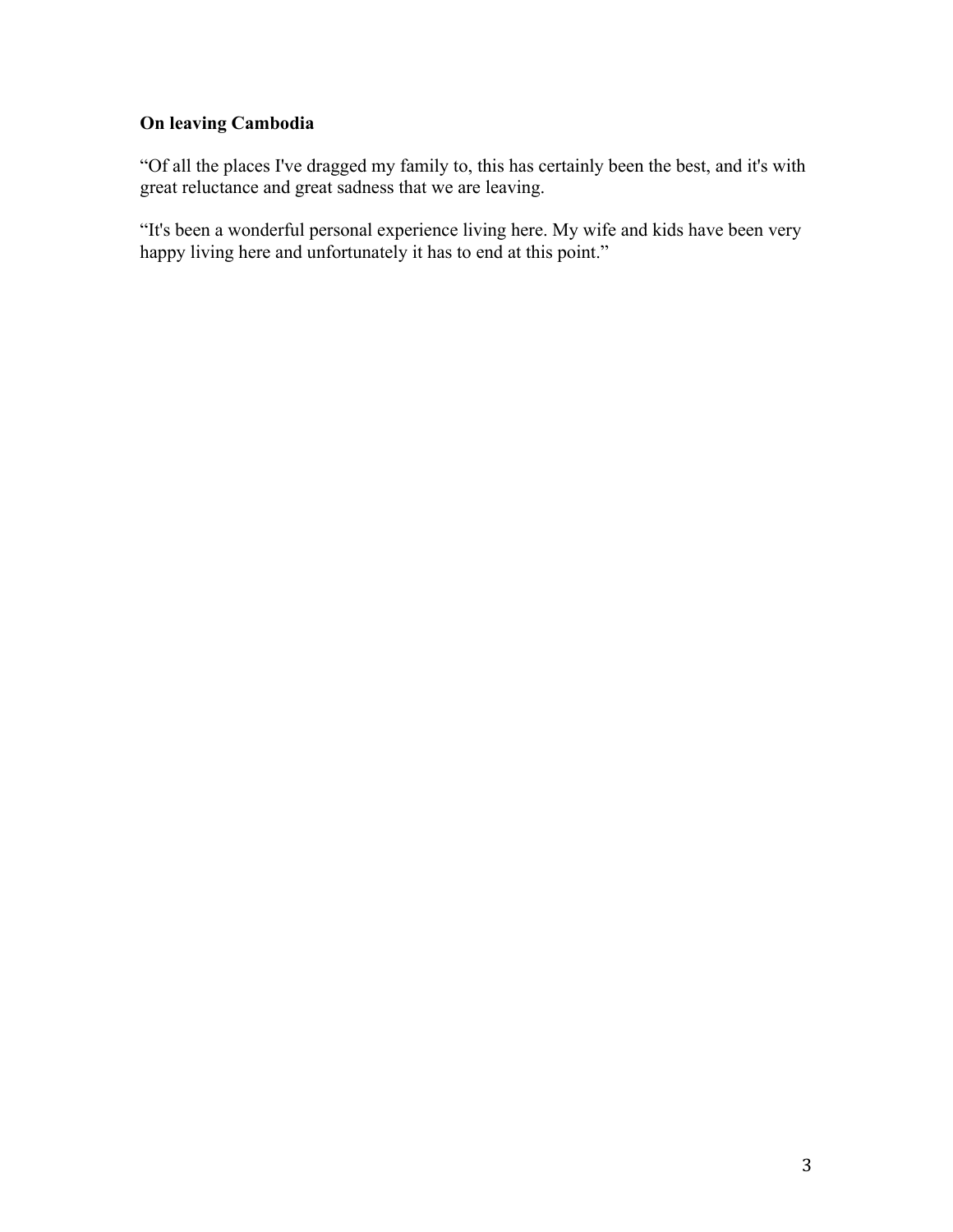**On leaving Cambodia**

“Of all the places I've dragged my family to, this has certainly been the best, and it's with great reluctance and great sadness that we are leaving.

“It's been a wonderful personal experience living here. My wife and kids have been very happy living here and unfortunately it has to end at this point.”